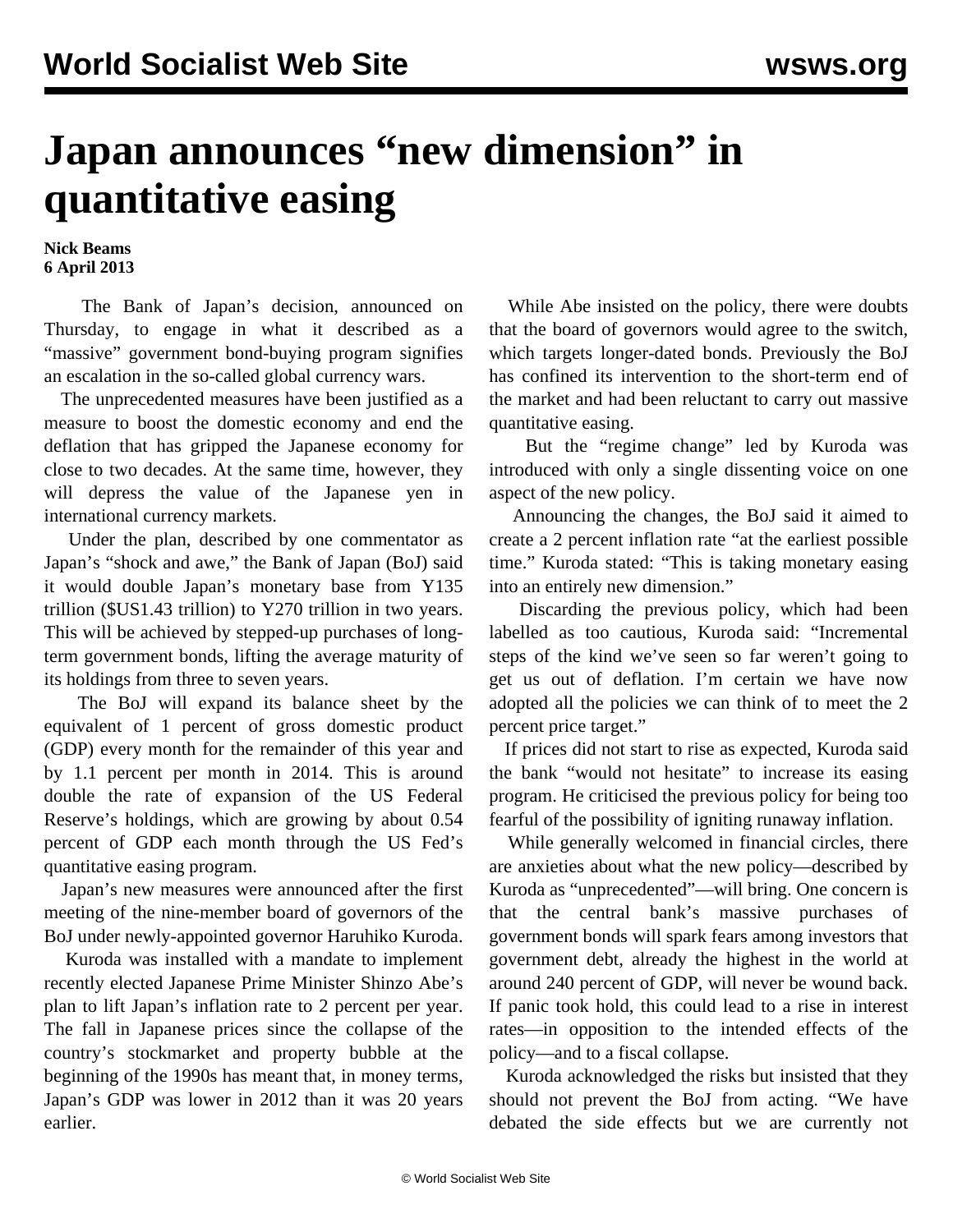# Japan announces "new dimension" in quantitative easing

**Nick Beams**
**6 April 2013**

The Bank of Japan's decision, announced on Thursday, to engage in what it described as a "massive" government bond-buying program signifies an escalation in the so-called global currency wars.

The unprecedented measures have been justified as a measure to boost the domestic economy and end the deflation that has gripped the Japanese economy for close to two decades. At the same time, however, they will depress the value of the Japanese yen in international currency markets.

Under the plan, described by one commentator as Japan's "shock and awe," the Bank of Japan (BoJ) said it would double Japan's monetary base from Y135 trillion ($US1.43 trillion) to Y270 trillion in two years. This will be achieved by stepped-up purchases of long-term government bonds, lifting the average maturity of its holdings from three to seven years.

The BoJ will expand its balance sheet by the equivalent of 1 percent of gross domestic product (GDP) every month for the remainder of this year and by 1.1 percent per month in 2014. This is around double the rate of expansion of the US Federal Reserve's holdings, which are growing by about 0.54 percent of GDP each month through the US Fed's quantitative easing program.

Japan's new measures were announced after the first meeting of the nine-member board of governors of the BoJ under newly-appointed governor Haruhiko Kuroda.

Kuroda was installed with a mandate to implement recently elected Japanese Prime Minister Shinzo Abe's plan to lift Japan's inflation rate to 2 percent per year. The fall in Japanese prices since the collapse of the country's stockmarket and property bubble at the beginning of the 1990s has meant that, in money terms, Japan's GDP was lower in 2012 than it was 20 years earlier.

While Abe insisted on the policy, there were doubts that the board of governors would agree to the switch, which targets longer-dated bonds. Previously the BoJ has confined its intervention to the short-term end of the market and had been reluctant to carry out massive quantitative easing.

But the "regime change" led by Kuroda was introduced with only a single dissenting voice on one aspect of the new policy.

Announcing the changes, the BoJ said it aimed to create a 2 percent inflation rate "at the earliest possible time." Kuroda stated: "This is taking monetary easing into an entirely new dimension."

Discarding the previous policy, which had been labelled as too cautious, Kuroda said: "Incremental steps of the kind we've seen so far weren't going to get us out of deflation. I'm certain we have now adopted all the policies we can think of to meet the 2 percent price target."

If prices did not start to rise as expected, Kuroda said the bank "would not hesitate" to increase its easing program. He criticised the previous policy for being too fearful of the possibility of igniting runaway inflation.

While generally welcomed in financial circles, there are anxieties about what the new policy—described by Kuroda as "unprecedented"—will bring. One concern is that the central bank's massive purchases of government bonds will spark fears among investors that government debt, already the highest in the world at around 240 percent of GDP, will never be wound back. If panic took hold, this could lead to a rise in interest rates—in opposition to the intended effects of the policy—and to a fiscal collapse.

Kuroda acknowledged the risks but insisted that they should not prevent the BoJ from acting. "We have debated the side effects but we are currently not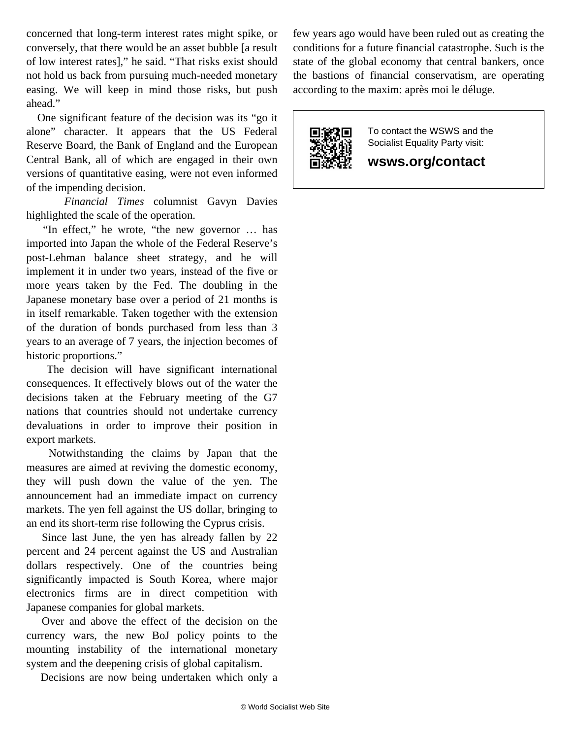concerned that long-term interest rates might spike, or conversely, that there would be an asset bubble [a result of low interest rates]," he said. "That risks exist should not hold us back from pursuing much-needed monetary easing. We will keep in mind those risks, but push ahead."

One significant feature of the decision was its "go it alone" character. It appears that the US Federal Reserve Board, the Bank of England and the European Central Bank, all of which are engaged in their own versions of quantitative easing, were not even informed of the impending decision.

*Financial Times* columnist Gavyn Davies highlighted the scale of the operation.

"In effect," he wrote, "the new governor … has imported into Japan the whole of the Federal Reserve's post-Lehman balance sheet strategy, and he will implement it in under two years, instead of the five or more years taken by the Fed. The doubling in the Japanese monetary base over a period of 21 months is in itself remarkable. Taken together with the extension of the duration of bonds purchased from less than 3 years to an average of 7 years, the injection becomes of historic proportions."

The decision will have significant international consequences. It effectively blows out of the water the decisions taken at the February meeting of the G7 nations that countries should not undertake currency devaluations in order to improve their position in export markets.

Notwithstanding the claims by Japan that the measures are aimed at reviving the domestic economy, they will push down the value of the yen. The announcement had an immediate impact on currency markets. The yen fell against the US dollar, bringing to an end its short-term rise following the Cyprus crisis.

Since last June, the yen has already fallen by 22 percent and 24 percent against the US and Australian dollars respectively. One of the countries being significantly impacted is South Korea, where major electronics firms are in direct competition with Japanese companies for global markets.

Over and above the effect of the decision on the currency wars, the new BoJ policy points to the mounting instability of the international monetary system and the deepening crisis of global capitalism.

Decisions are now being undertaken which only a few years ago would have been ruled out as creating the conditions for a future financial catastrophe. Such is the state of the global economy that central bankers, once the bastions of financial conservatism, are operating according to the maxim: après moi le déluge.

To contact the WSWS and the Socialist Equality Party visit:

**wsws.org/contact**